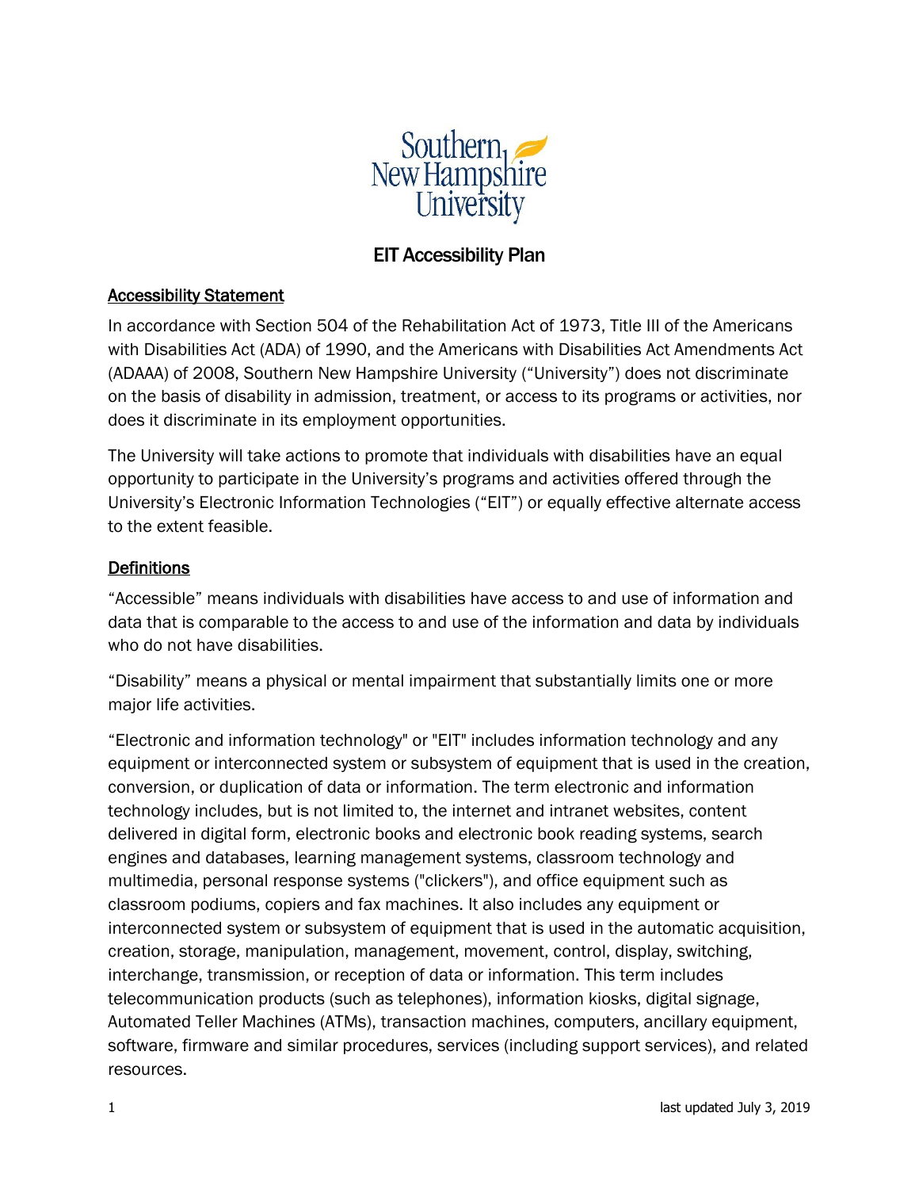Southern New Hampshire University

# EIT Accessibility Plan

## Accessibility Statement

In accordance with Section 504 of the Rehabilitation Act of 1973, Title III of the Americans with Disabilities Act (ADA) of 1990, and the Americans with Disabilities Act Amendments Act (ADAAA) of 2008, Southern New Hampshire University ("University") does not discriminate on the basis of disability in admission, treatment, or access to its programs or activities, nor does it discriminate in its employment opportunities.

The University will take actions to promote that individuals with disabilities have an equal opportunity to participate in the University's programs and activities offered through the University's Electronic Information Technologies ("EIT") or equally effective alternate access to the extent feasible.

## Definitions

"Accessible" means individuals with disabilities have access to and use of information and data that is comparable to the access to and use of the information and data by individuals who do not have disabilities.

"Disability" means a physical or mental impairment that substantially limits one or more major life activities.

"Electronic and information technology" or "EIT" includes information technology and any equipment or interconnected system or subsystem of equipment that is used in the creation, conversion, or duplication of data or information. The term electronic and information technology includes, but is not limited to, the internet and intranet websites, content delivered in digital form, electronic books and electronic book reading systems, search engines and databases, learning management systems, classroom technology and multimedia, personal response systems ("clickers"), and office equipment such as classroom podiums, copiers and fax machines. It also includes any equipment or interconnected system or subsystem of equipment that is used in the automatic acquisition, creation, storage, manipulation, management, movement, control, display, switching, interchange, transmission, or reception of data or information. This term includes telecommunication products (such as telephones), information kiosks, digital signage, Automated Teller Machines (ATMs), transaction machines, computers, ancillary equipment, software, firmware and similar procedures, services (including support services), and related resources.

last updated July 3, 2019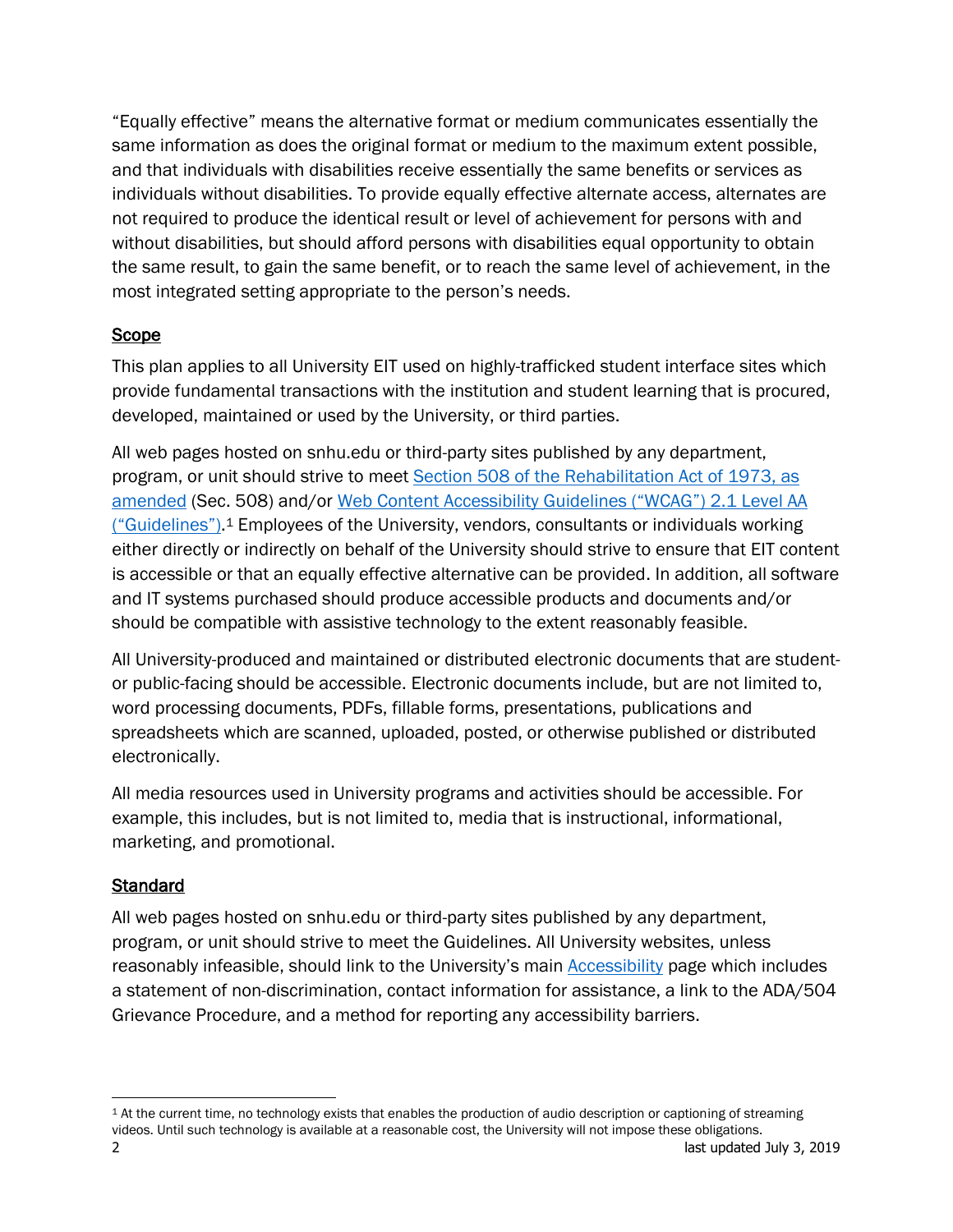"Equally effective" means the alternative format or medium communicates essentially the same information as does the original format or medium to the maximum extent possible, and that individuals with disabilities receive essentially the same benefits or services as individuals without disabilities. To provide equally effective alternate access, alternates are not required to produce the identical result or level of achievement for persons with and without disabilities, but should afford persons with disabilities equal opportunity to obtain the same result, to gain the same benefit, or to reach the same level of achievement, in the most integrated setting appropriate to the person's needs.

## Scope

This plan applies to all University EIT used on highly-trafficked student interface sites which provide fundamental transactions with the institution and student learning that is procured, developed, maintained or used by the University, or third parties.

All web pages hosted on snhu.edu or third-party sites published by any department, program, or unit should strive to meet Section 508 of the Rehabilitation Act of 1973, as amended (Sec. 508) and/or Web Content Accessibility Guidelines ("WCAG") 2.1 Level AA ("Guidelines").[1] Employees of the University, vendors, consultants or individuals working either directly or indirectly on behalf of the University should strive to ensure that EIT content is accessible or that an equally effective alternative can be provided. In addition, all software and IT systems purchased should produce accessible products and documents and/or should be compatible with assistive technology to the extent reasonably feasible.

All University-produced and maintained or distributed electronic documents that are student- or public-facing should be accessible. Electronic documents include, but are not limited to, word processing documents, PDFs, fillable forms, presentations, publications and spreadsheets which are scanned, uploaded, posted, or otherwise published or distributed electronically.

All media resources used in University programs and activities should be accessible. For example, this includes, but is not limited to, media that is instructional, informational, marketing, and promotional.

## Standard

All web pages hosted on snhu.edu or third-party sites published by any department, program, or unit should strive to meet the Guidelines. All University websites, unless reasonably infeasible, should link to the University's main Accessibility page which includes a statement of non-discrimination, contact information for assistance, a link to the ADA/504 Grievance Procedure, and a method for reporting any accessibility barriers.

---

[1] At the current time, no technology exists that enables the production of audio description or captioning of streaming videos. Until such technology is available at a reasonable cost, the University will not impose these obligations.

last updated July 3, 2019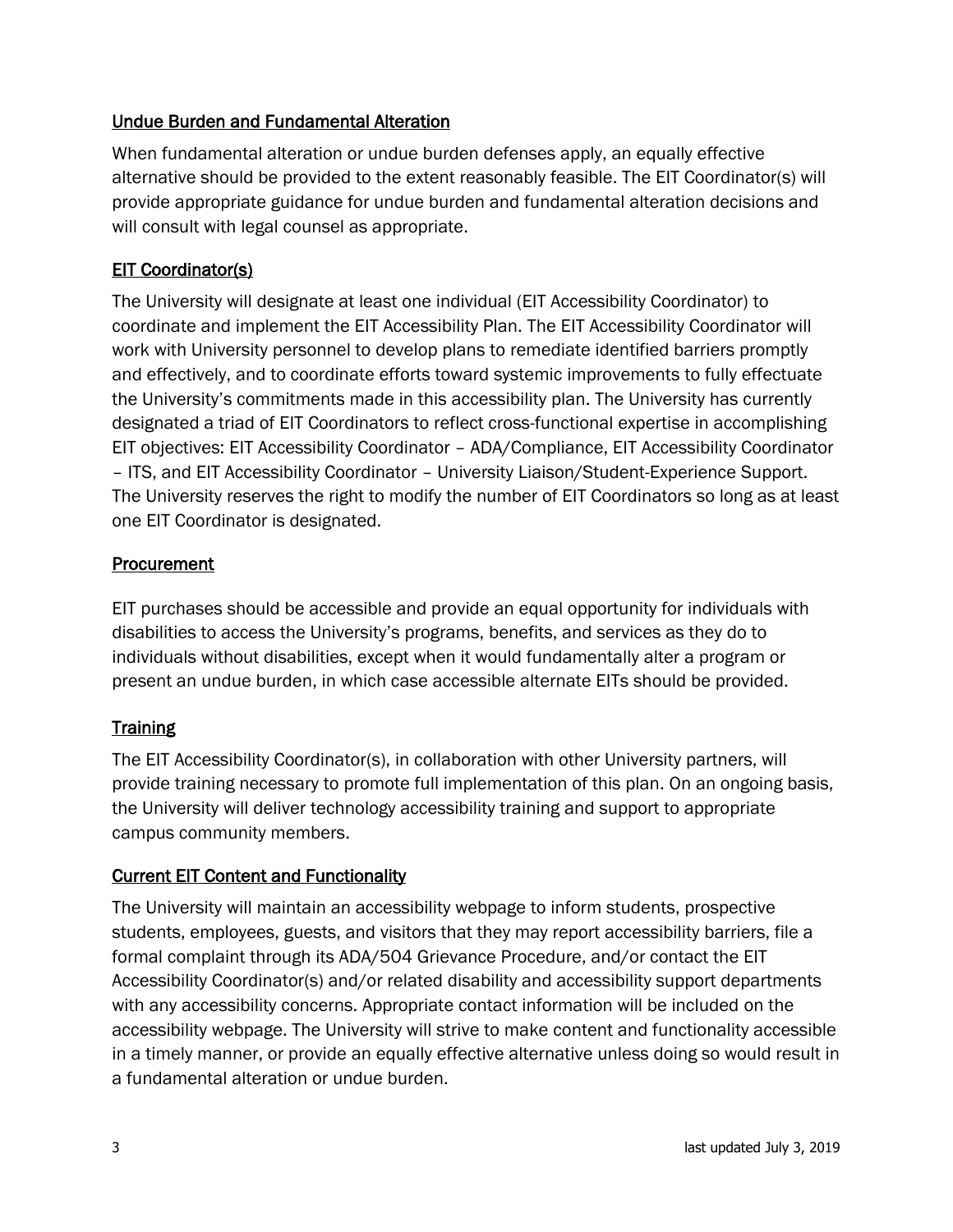## Undue Burden and Fundamental Alteration

When fundamental alteration or undue burden defenses apply, an equally effective alternative should be provided to the extent reasonably feasible. The EIT Coordinator(s) will provide appropriate guidance for undue burden and fundamental alteration decisions and will consult with legal counsel as appropriate.

## EIT Coordinator(s)

The University will designate at least one individual (EIT Accessibility Coordinator) to coordinate and implement the EIT Accessibility Plan. The EIT Accessibility Coordinator will work with University personnel to develop plans to remediate identified barriers promptly and effectively, and to coordinate efforts toward systemic improvements to fully effectuate the University's commitments made in this accessibility plan. The University has currently designated a triad of EIT Coordinators to reflect cross-functional expertise in accomplishing EIT objectives: EIT Accessibility Coordinator – ADA/Compliance, EIT Accessibility Coordinator – ITS, and EIT Accessibility Coordinator – University Liaison/Student-Experience Support. The University reserves the right to modify the number of EIT Coordinators so long as at least one EIT Coordinator is designated.

## Procurement

EIT purchases should be accessible and provide an equal opportunity for individuals with disabilities to access the University's programs, benefits, and services as they do to individuals without disabilities, except when it would fundamentally alter a program or present an undue burden, in which case accessible alternate EITs should be provided.

## Training

The EIT Accessibility Coordinator(s), in collaboration with other University partners, will provide training necessary to promote full implementation of this plan. On an ongoing basis, the University will deliver technology accessibility training and support to appropriate campus community members.

## Current EIT Content and Functionality

The University will maintain an accessibility webpage to inform students, prospective students, employees, guests, and visitors that they may report accessibility barriers, file a formal complaint through its ADA/504 Grievance Procedure, and/or contact the EIT Accessibility Coordinator(s) and/or related disability and accessibility support departments with any accessibility concerns. Appropriate contact information will be included on the accessibility webpage. The University will strive to make content and functionality accessible in a timely manner, or provide an equally effective alternative unless doing so would result in a fundamental alteration or undue burden.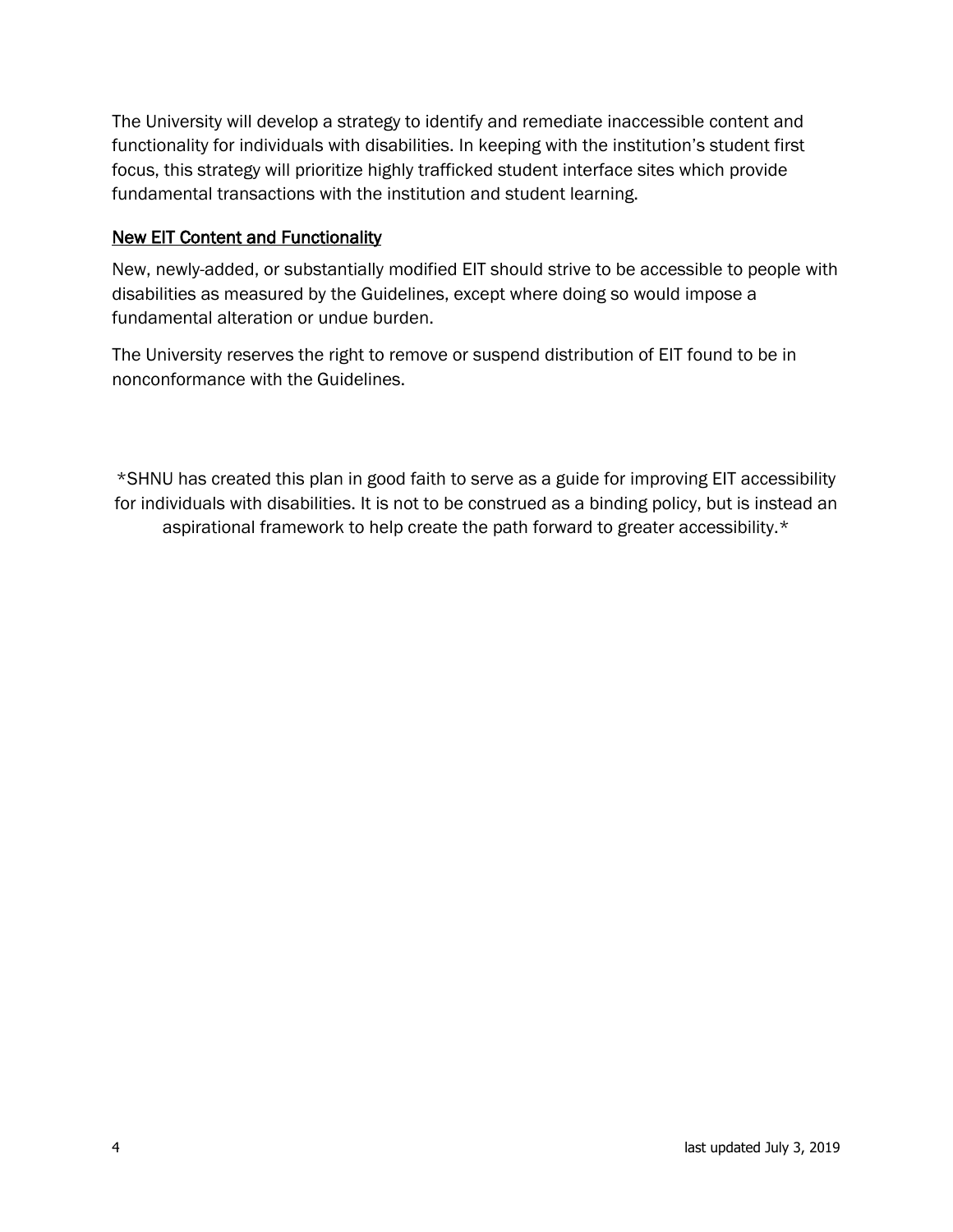The University will develop a strategy to identify and remediate inaccessible content and functionality for individuals with disabilities. In keeping with the institution's student first focus, this strategy will prioritize highly trafficked student interface sites which provide fundamental transactions with the institution and student learning.

### New EIT Content and Functionality

New, newly-added, or substantially modified EIT should strive to be accessible to people with disabilities as measured by the Guidelines, except where doing so would impose a fundamental alteration or undue burden.

The University reserves the right to remove or suspend distribution of EIT found to be in nonconformance with the Guidelines.

*SHNU has created this plan in good faith to serve as a guide for improving EIT accessibility for individuals with disabilities. It is not to be construed as a binding policy, but is instead an aspirational framework to help create the path forward to greater accessibility.*

last updated July 3, 2019